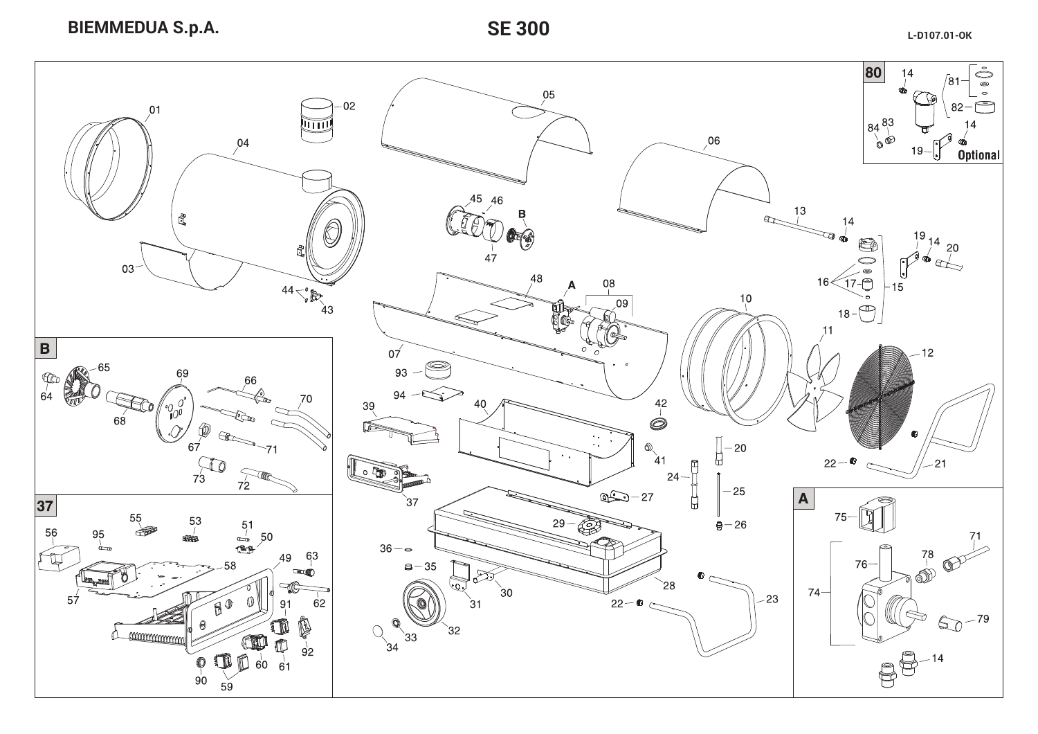BIEMMEDUA S.p.A.

# SE 300

L-D107.01-OK

80

Optional

B

37

A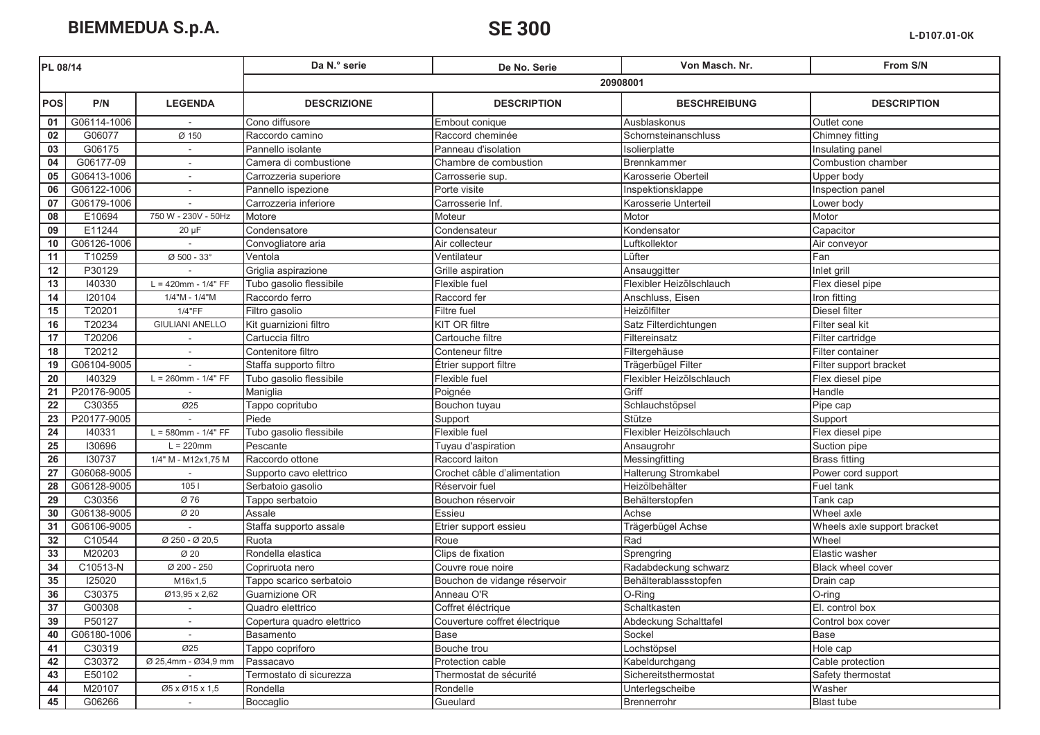**BIEMMEDUA S.p.A.**

# SE 300

L-D107.01-OK

| PL 08/14 | | | Da N.° serie | De No. Serie | Von Masch. Nr. | From S/N |
|---|---|---|---|---|---|---|
| | | | 20908001 | | | |
| **POS** | **P/N** | **LEGENDA** | **DESCRIZIONE** | **DESCRIPTION** | **BESCHREIBUNG** | **DESCRIPTION** |
| 01 | G06114-1006 | - | Cono diffusore | Embout conique | Ausblaskonus | Outlet cone |
| 02 | G06077 | Ø 150 | Raccordo camino | Raccord cheminée | Schornsteinanschluss | Chimney fitting |
| 03 | G06175 | - | Pannello isolante | Panneau d'isolation | Isolierplatte | Insulating panel |
| 04 | G06177-09 | - | Camera di combustione | Chambre de combustion | Brennkammer | Combustion chamber |
| 05 | G06413-1006 | - | Carrozzeria superiore | Carrosserie sup. | Karosserie Oberteil | Upper body |
| 06 | G06122-1006 | - | Pannello ispezione | Porte visite | Inspektionsklappe | Inspection panel |
| 07 | G06179-1006 | - | Carrozzeria inferiore | Carrosserie Inf. | Karosserie Unterteil | Lower body |
| 08 | E10694 | 750 W - 230V - 50Hz | Motore | Moteur | Motor | Motor |
| 09 | E11244 | 20 µF | Condensatore | Condensateur | Kondensator | Capacitor |
| 10 | G06126-1006 | - | Convogliatore aria | Air collecteur | Luftkollektor | Air conveyor |
| 11 | T10259 | Ø 500 - 33° | Ventola | Ventilateur | Lüfter | Fan |
| 12 | P30129 | - | Griglia aspirazione | Grille aspiration | Ansauggitter | Inlet grill |
| 13 | I40330 | L = 420mm - 1/4" FF | Tubo gasolio flessibile | Flexible fuel | Flexibler Heizölschlauch | Flex diesel pipe |
| 14 | I20104 | 1/4"M - 1/4"M | Raccordo ferro | Raccord fer | Anschluss, Eisen | Iron fitting |
| 15 | T20201 | 1/4"FF | Filtro gasolio | Filtre fuel | Heizölfilter | Diesel filter |
| 16 | T20234 | GIULIANI ANELLO | Kit guarnizioni filtro | KIT OR filtre | Satz Filterdichtungen | Filter seal kit |
| 17 | T20206 | - | Cartuccia filtro | Cartouche filtre | Filtereinsatz | Filter cartridge |
| 18 | T20212 | - | Contenitore filtro | Conteneur filtre | Filtergehäuse | Filter container |
| 19 | G06104-9005 | - | Staffa supporto filtro | Étrier support filtre | Trägerbügel Filter | Filter support bracket |
| 20 | I40329 | L = 260mm - 1/4" FF | Tubo gasolio flessibile | Flexible fuel | Flexibler Heizölschlauch | Flex diesel pipe |
| 21 | P20176-9005 | - | Maniglia | Poignée | Griff | Handle |
| 22 | C30355 | Ø25 | Tappo copritubo | Bouchon tuyau | Schlauchstöpsel | Pipe cap |
| 23 | P20177-9005 | - | Piede | Support | Stütze | Support |
| 24 | I40331 | L = 580mm - 1/4" FF | Tubo gasolio flessibile | Flexible fuel | Flexibler Heizölschlauch | Flex diesel pipe |
| 25 | I30696 | L = 220mm | Pescante | Tuyau d'aspiration | Ansaugrohr | Suction pipe |
| 26 | I30737 | 1/4" M - M12x1,75 M | Raccordo ottone | Raccord laiton | Messingfitting | Brass fitting |
| 27 | G06068-9005 | - | Supporto cavo elettrico | Crochet câble d'alimentation | Halterung Stromkabel | Power cord support |
| 28 | G06128-9005 | 105 l | Serbatoio gasolio | Réservoir fuel | Heizölbehälter | Fuel tank |
| 29 | C30356 | Ø 76 | Tappo serbatoio | Bouchon réservoir | Behälterstopfen | Tank cap |
| 30 | G06138-9005 | Ø 20 | Assale | Essieu | Achse | Wheel axle |
| 31 | G06106-9005 | - | Staffa supporto assale | Etrier support essieu | Trägerbügel Achse | Wheels axle support bracket |
| 32 | C10544 | Ø 250 - Ø 20,5 | Ruota | Roue | Rad | Wheel |
| 33 | M20203 | Ø 20 | Rondella elastica | Clips de fixation | Sprengring | Elastic washer |
| 34 | C10513-N | Ø 200 - 250 | Copriruota nero | Couvre roue noire | Radabdeckung schwarz | Black wheel cover |
| 35 | I25020 | M16x1,5 | Tappo scarico serbatoio | Bouchon de vidange réservoir | Behälterablassstopfen | Drain cap |
| 36 | C30375 | Ø13,95 x 2,62 | Guarnizione OR | Anneau O'R | O-Ring | O-ring |
| 37 | G00308 | - | Quadro elettrico | Coffret éléctrique | Schaltkasten | El. control box |
| 39 | P50127 | - | Copertura quadro elettrico | Couverture coffret électrique | Abdeckung Schalttafel | Control box cover |
| 40 | G06180-1006 | - | Basamento | Base | Sockel | Base |
| 41 | C30319 | Ø25 | Tappo copriforo | Bouche trou | Lochstöpsel | Hole cap |
| 42 | C30372 | Ø 25,4mm - Ø34,9 mm | Passacavo | Protection cable | Kabeldurchgang | Cable protection |
| 43 | E50102 | - | Termostato di sicurezza | Thermostat de sécurité | Sichereitsthermostat | Safety thermostat |
| 44 | M20107 | Ø5 x Ø15 x 1,5 | Rondella | Rondelle | Unterlegscheibe | Washer |
| 45 | G06266 | - | Boccaglio | Gueulard | Brennerrohr | Blast tube |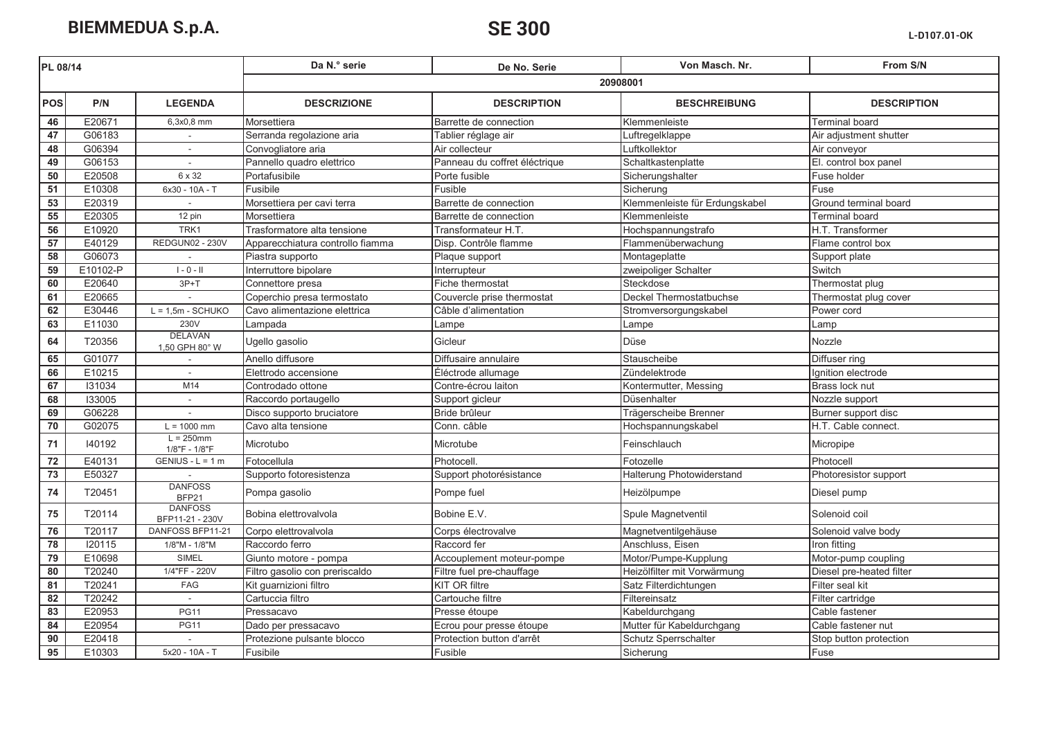**BIEMMEDUA S.p.A.**

# SE 300

L-D107.01-OK

| PL 08/14 | | | Da N.° serie | De No. Serie | Von Masch. Nr. | From S/N |
|---|---|---|---|---|---|---|
| | | | 20908001 | | | |
| **POS** | **P/N** | **LEGENDA** | **DESCRIZIONE** | **DESCRIPTION** | **BESCHREIBUNG** | **DESCRIPTION** |
| 46 | E20671 | 6,3x0,8 mm | Morsettiera | Barrette de connection | Klemmenleiste | Terminal board |
| 47 | G06183 | - | Serranda regolazione aria | Tablier réglage air | Luftregelklappe | Air adjustment shutter |
| 48 | G06394 | - | Convogliatore aria | Air collecteur | Luftkollektor | Air conveyor |
| 49 | G06153 | - | Pannello quadro elettrico | Panneau du coffret éléctrique | Schaltkastenplatte | El. control box panel |
| 50 | E20508 | 6 x 32 | Portafusibile | Porte fusible | Sicherungshalter | Fuse holder |
| 51 | E10308 | 6x30 - 10A - T | Fusibile | Fusible | Sicherung | Fuse |
| 53 | E20319 | - | Morsettiera per cavi terra | Barrette de connection | Klemmenleiste für Erdungskabel | Ground terminal board |
| 55 | E20305 | 12 pin | Morsettiera | Barrette de connection | Klemmenleiste | Terminal board |
| 56 | E10920 | TRK1 | Trasformatore alta tensione | Transformateur H.T. | Hochspannungstrafo | H.T. Transformer |
| 57 | E40129 | REDGUN02 - 230V | Apparecchiatura controllo fiamma | Disp. Contrôle flamme | Flammenüberwachung | Flame control box |
| 58 | G06073 | - | Piastra supporto | Plaque support | Montageplatte | Support plate |
| 59 | E10102-P | I - 0 - II | Interruttore bipolare | Interrupteur | zweipoliger Schalter | Switch |
| 60 | E20640 | 3P+T | Connettore presa | Fiche thermostat | Steckdose | Thermostat plug |
| 61 | E20665 | - | Coperchio presa termostato | Couvercle prise thermostat | Deckel Thermostatbuchse | Thermostat plug cover |
| 62 | E30446 | L = 1,5m - SCHUKO | Cavo alimentazione elettrica | Câble d'alimentation | Stromversorgungskabel | Power cord |
| 63 | E11030 | 230V | Lampada | Lampe | Lampe | Lamp |
| 64 | T20356 | DELAVAN 1,50 GPH 80° W | Ugello gasolio | Gicleur | Düse | Nozzle |
| 65 | G01077 | - | Anello diffusore | Diffusaire annulaire | Stauscheibe | Diffuser ring |
| 66 | E10215 | - | Elettrodo accensione | Éléctrode allumage | Zündelektrode | Ignition electrode |
| 67 | I31034 | M14 | Controdado ottone | Contre-écrou laiton | Kontermutter, Messing | Brass lock nut |
| 68 | I33005 | - | Raccordo portaugello | Support gicleur | Düsenhalter | Nozzle support |
| 69 | G06228 | - | Disco supporto bruciatore | Bride brûleur | Trägerscheibe Brenner | Burner support disc |
| 70 | G02075 | L = 1000 mm | Cavo alta tensione | Conn. câble | Hochspannungskabel | H.T. Cable connect. |
| 71 | I40192 | L = 250mm 1/8"F - 1/8"F | Microtubo | Microtube | Feinschlauch | Micropipe |
| 72 | E40131 | GENIUS - L = 1 m | Fotocellula | Photocell. | Fotozelle | Photocell |
| 73 | E50327 | - | Supporto fotoresistenza | Support photorésistance | Halterung Photowiderstand | Photoresistor support |
| 74 | T20451 | DANFOSS BFP21 | Pompa gasolio | Pompe fuel | Heizölpumpe | Diesel pump |
| 75 | T20114 | DANFOSS BFP11-21 - 230V | Bobina elettrovalvola | Bobine E.V. | Spule Magnetventil | Solenoid coil |
| 76 | T20117 | DANFOSS BFP11-21 | Corpo elettrovalvola | Corps électrovalve | Magnetventilgehäuse | Solenoid valve body |
| 78 | I20115 | 1/8"M - 1/8"M | Raccordo ferro | Raccord fer | Anschluss, Eisen | Iron fitting |
| 79 | E10698 | SIMEL | Giunto motore - pompa | Accouplement moteur-pompe | Motor/Pumpe-Kupplung | Motor-pump coupling |
| 80 | T20240 | 1/4"FF - 220V | Filtro gasolio con preriscaldo | Filtre fuel pre-chauffage | Heizölfilter mit Vorwärmung | Diesel pre-heated filter |
| 81 | T20241 | FAG | Kit guarnizioni filtro | KIT OR filtre | Satz Filterdichtungen | Filter seal kit |
| 82 | T20242 | - | Cartuccia filtro | Cartouche filtre | Filtereinsatz | Filter cartridge |
| 83 | E20953 | PG11 | Pressacavo | Presse étoupe | Kabeldurchgang | Cable fastener |
| 84 | E20954 | PG11 | Dado per pressacavo | Ecrou pour presse étoupe | Mutter für Kabeldurchgang | Cable fastener nut |
| 90 | E20418 | - | Protezione pulsante blocco | Protection button d'arrêt | Schutz Sperrschalter | Stop button protection |
| 95 | E10303 | 5x20 - 10A - T | Fusibile | Fusible | Sicherung | Fuse |